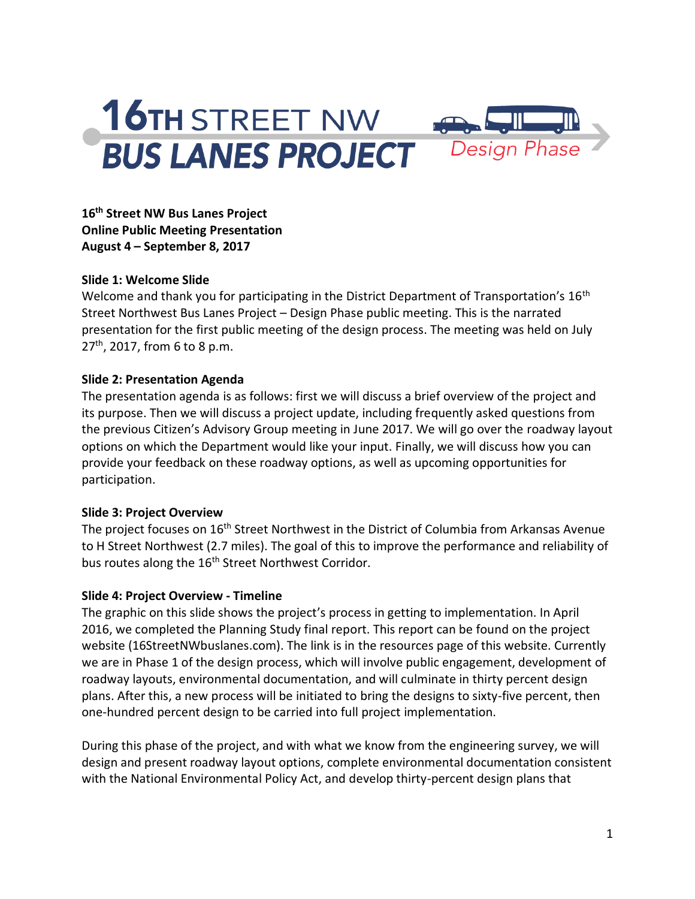# 16TH STREET NW BUS LANES PROJECT

*Design Phase*

**16th Street NW Bus Lanes Project**
**Online Public Meeting Presentation**
**August 4 – September 8, 2017**

**Slide 1: Welcome Slide**

Welcome and thank you for participating in the District Department of Transportation's 16th Street Northwest Bus Lanes Project – Design Phase public meeting. This is the narrated presentation for the first public meeting of the design process. The meeting was held on July 27th, 2017, from 6 to 8 p.m.

**Slide 2: Presentation Agenda**

The presentation agenda is as follows: first we will discuss a brief overview of the project and its purpose. Then we will discuss a project update, including frequently asked questions from the previous Citizen's Advisory Group meeting in June 2017. We will go over the roadway layout options on which the Department would like your input. Finally, we will discuss how you can provide your feedback on these roadway options, as well as upcoming opportunities for participation.

**Slide 3: Project Overview**

The project focuses on 16th Street Northwest in the District of Columbia from Arkansas Avenue to H Street Northwest (2.7 miles). The goal of this to improve the performance and reliability of bus routes along the 16th Street Northwest Corridor.

**Slide 4: Project Overview - Timeline**

The graphic on this slide shows the project's process in getting to implementation. In April 2016, we completed the Planning Study final report. This report can be found on the project website (16StreetNWbuslanes.com). The link is in the resources page of this website. Currently we are in Phase 1 of the design process, which will involve public engagement, development of roadway layouts, environmental documentation, and will culminate in thirty percent design plans. After this, a new process will be initiated to bring the designs to sixty-five percent, then one-hundred percent design to be carried into full project implementation.

During this phase of the project, and with what we know from the engineering survey, we will design and present roadway layout options, complete environmental documentation consistent with the National Environmental Policy Act, and develop thirty-percent design plans that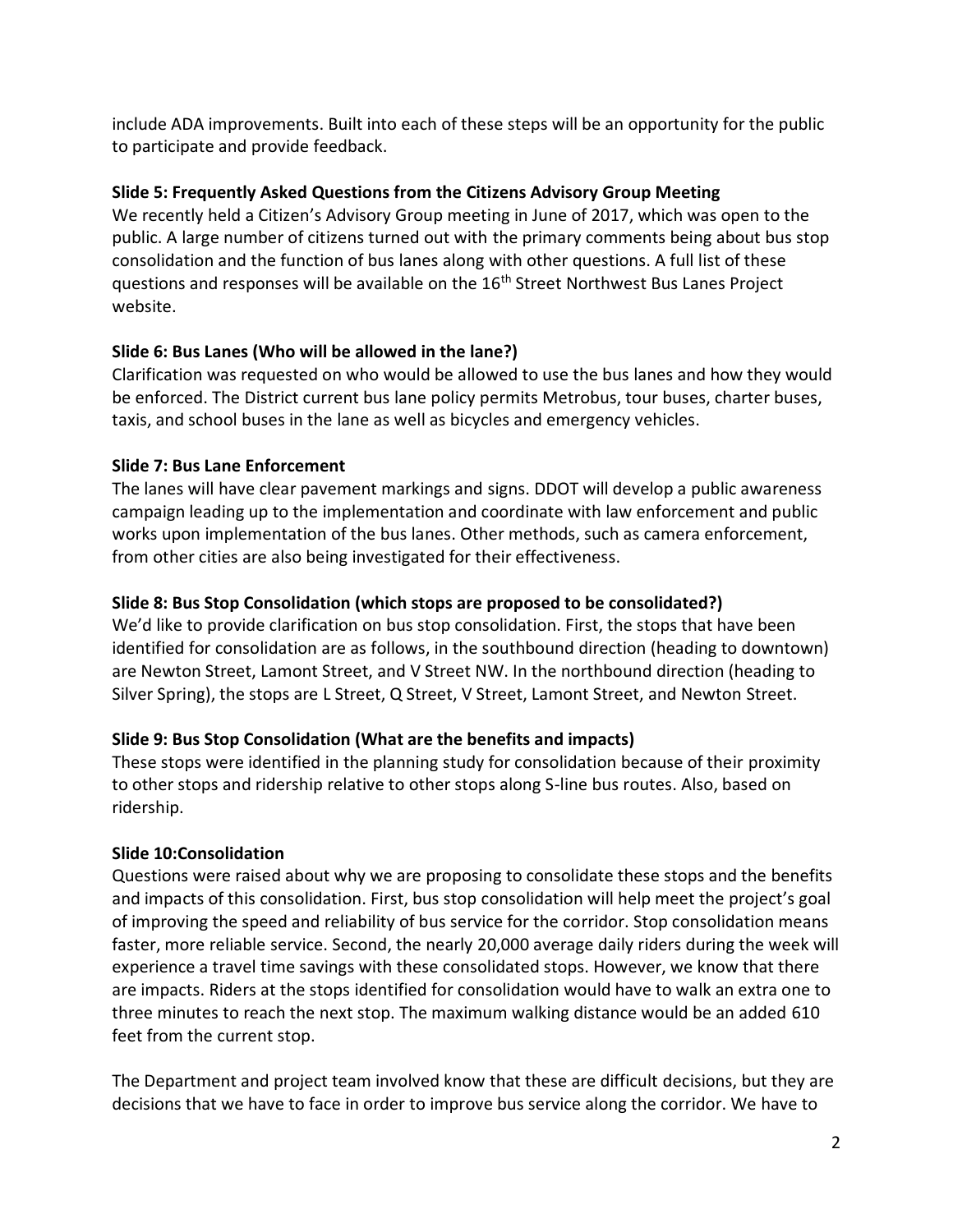include ADA improvements. Built into each of these steps will be an opportunity for the public to participate and provide feedback.

**Slide 5: Frequently Asked Questions from the Citizens Advisory Group Meeting**

We recently held a Citizen's Advisory Group meeting in June of 2017, which was open to the public. A large number of citizens turned out with the primary comments being about bus stop consolidation and the function of bus lanes along with other questions. A full list of these questions and responses will be available on the 16th Street Northwest Bus Lanes Project website.

**Slide 6: Bus Lanes (Who will be allowed in the lane?)**

Clarification was requested on who would be allowed to use the bus lanes and how they would be enforced. The District current bus lane policy permits Metrobus, tour buses, charter buses, taxis, and school buses in the lane as well as bicycles and emergency vehicles.

**Slide 7: Bus Lane Enforcement**

The lanes will have clear pavement markings and signs. DDOT will develop a public awareness campaign leading up to the implementation and coordinate with law enforcement and public works upon implementation of the bus lanes. Other methods, such as camera enforcement, from other cities are also being investigated for their effectiveness.

**Slide 8: Bus Stop Consolidation (which stops are proposed to be consolidated?)**

We'd like to provide clarification on bus stop consolidation. First, the stops that have been identified for consolidation are as follows, in the southbound direction (heading to downtown) are Newton Street, Lamont Street, and V Street NW. In the northbound direction (heading to Silver Spring), the stops are L Street, Q Street, V Street, Lamont Street, and Newton Street.

**Slide 9: Bus Stop Consolidation (What are the benefits and impacts)**

These stops were identified in the planning study for consolidation because of their proximity to other stops and ridership relative to other stops along S-line bus routes. Also, based on ridership.

**Slide 10:Consolidation**

Questions were raised about why we are proposing to consolidate these stops and the benefits and impacts of this consolidation. First, bus stop consolidation will help meet the project's goal of improving the speed and reliability of bus service for the corridor. Stop consolidation means faster, more reliable service. Second, the nearly 20,000 average daily riders during the week will experience a travel time savings with these consolidated stops. However, we know that there are impacts. Riders at the stops identified for consolidation would have to walk an extra one to three minutes to reach the next stop. The maximum walking distance would be an added 610 feet from the current stop.

The Department and project team involved know that these are difficult decisions, but they are decisions that we have to face in order to improve bus service along the corridor. We have to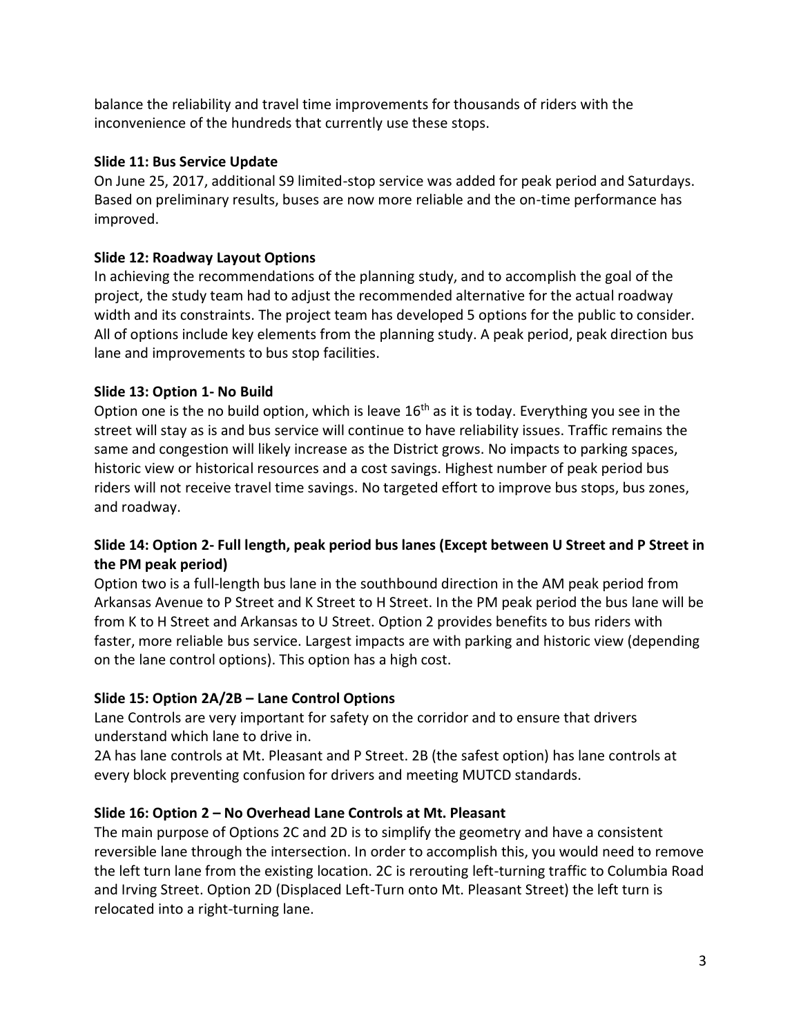balance the reliability and travel time improvements for thousands of riders with the inconvenience of the hundreds that currently use these stops.

**Slide 11: Bus Service Update**

On June 25, 2017, additional S9 limited-stop service was added for peak period and Saturdays. Based on preliminary results, buses are now more reliable and the on-time performance has improved.

**Slide 12: Roadway Layout Options**

In achieving the recommendations of the planning study, and to accomplish the goal of the project, the study team had to adjust the recommended alternative for the actual roadway width and its constraints. The project team has developed 5 options for the public to consider. All of options include key elements from the planning study. A peak period, peak direction bus lane and improvements to bus stop facilities.

**Slide 13: Option 1- No Build**

Option one is the no build option, which is leave 16th as it is today. Everything you see in the street will stay as is and bus service will continue to have reliability issues. Traffic remains the same and congestion will likely increase as the District grows. No impacts to parking spaces, historic view or historical resources and a cost savings. Highest number of peak period bus riders will not receive travel time savings. No targeted effort to improve bus stops, bus zones, and roadway.

**Slide 14: Option 2- Full length, peak period bus lanes (Except between U Street and P Street in the PM peak period)**

Option two is a full-length bus lane in the southbound direction in the AM peak period from Arkansas Avenue to P Street and K Street to H Street. In the PM peak period the bus lane will be from K to H Street and Arkansas to U Street. Option 2 provides benefits to bus riders with faster, more reliable bus service. Largest impacts are with parking and historic view (depending on the lane control options). This option has a high cost.

**Slide 15: Option 2A/2B – Lane Control Options**

Lane Controls are very important for safety on the corridor and to ensure that drivers understand which lane to drive in.

2A has lane controls at Mt. Pleasant and P Street. 2B (the safest option) has lane controls at every block preventing confusion for drivers and meeting MUTCD standards.

**Slide 16: Option 2 – No Overhead Lane Controls at Mt. Pleasant**

The main purpose of Options 2C and 2D is to simplify the geometry and have a consistent reversible lane through the intersection. In order to accomplish this, you would need to remove the left turn lane from the existing location. 2C is rerouting left-turning traffic to Columbia Road and Irving Street. Option 2D (Displaced Left-Turn onto Mt. Pleasant Street) the left turn is relocated into a right-turning lane.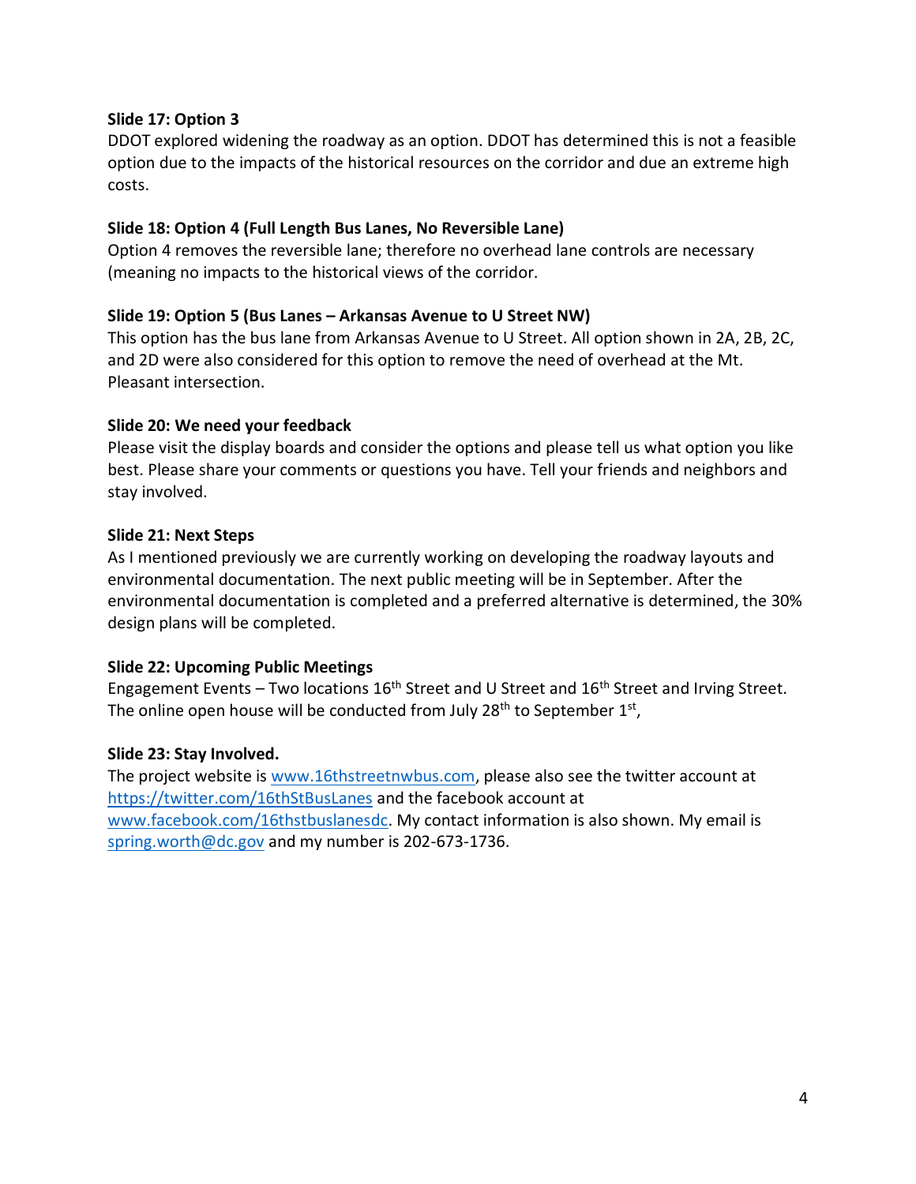**Slide 17: Option 3**

DDOT explored widening the roadway as an option. DDOT has determined this is not a feasible option due to the impacts of the historical resources on the corridor and due an extreme high costs.

**Slide 18: Option 4 (Full Length Bus Lanes, No Reversible Lane)**

Option 4 removes the reversible lane; therefore no overhead lane controls are necessary (meaning no impacts to the historical views of the corridor.

**Slide 19: Option 5 (Bus Lanes – Arkansas Avenue to U Street NW)**

This option has the bus lane from Arkansas Avenue to U Street. All option shown in 2A, 2B, 2C, and 2D were also considered for this option to remove the need of overhead at the Mt. Pleasant intersection.

**Slide 20: We need your feedback**

Please visit the display boards and consider the options and please tell us what option you like best. Please share your comments or questions you have. Tell your friends and neighbors and stay involved.

**Slide 21: Next Steps**

As I mentioned previously we are currently working on developing the roadway layouts and environmental documentation. The next public meeting will be in September. After the environmental documentation is completed and a preferred alternative is determined, the 30% design plans will be completed.

**Slide 22: Upcoming Public Meetings**

Engagement Events – Two locations 16th Street and U Street and 16th Street and Irving Street. The online open house will be conducted from July 28th to September 1st,

**Slide 23: Stay Involved.**

The project website is www.16thstreetnwbus.com, please also see the twitter account at https://twitter.com/16thStBusLanes and the facebook account at www.facebook.com/16thstbuslanesdc. My contact information is also shown. My email is spring.worth@dc.gov and my number is 202-673-1736.